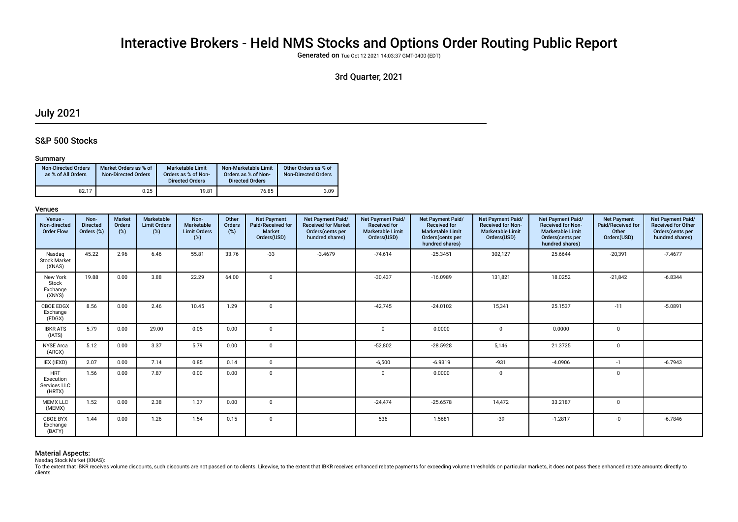# Interactive Brokers - Held NMS Stocks and Options Order Routing Public Report

**Generated on** Tue Oct 12 2021 14:03:37 GMT-0400 (EDT)

3rd Quarter, 2021

## July 2021

### S&P 500 Stocks

#### Summary

| Non-Directed Orders as % of All Orders | Market Orders as % of Non-Directed Orders | Marketable Limit Orders as % of Non-Directed Orders | Non-Marketable Limit Orders as % of Non-Directed Orders | Other Orders as % of Non-Directed Orders |
|---|---|---|---|---|
| 82.17 | 0.25 | 19.81 | 76.85 | 3.09 |

#### Venues

| Venue - Non-directed Order Flow | Non-Directed Orders (%) | Market Orders (%) | Marketable Limit Orders (%) | Non-Marketable Limit Orders (%) | Other Orders (%) | Net Payment Paid/Received for Market Orders(USD) | Net Payment Paid/ Received for Market Orders(cents per hundred shares) | Net Payment Paid/ Received for Marketable Limit Orders(USD) | Net Payment Paid/ Received for Marketable Limit Orders(cents per hundred shares) | Net Payment Paid/ Received for Non-Marketable Limit Orders(USD) | Net Payment Paid/ Received for Non-Marketable Limit Orders(cents per hundred shares) | Net Payment Paid/Received for Other Orders(USD) | Net Payment Paid/ Received for Other Orders(cents per hundred shares) |
|---|---|---|---|---|---|---|---|---|---|---|---|---|---|
| Nasdaq Stock Market (XNAS) | 45.22 | 2.96 | 6.46 | 55.81 | 33.76 | -33 | -3.4679 | -74,614 | -25.3451 | 302,127 | 25.6644 | -20,391 | -7.4677 |
| New York Stock Exchange (XNYS) | 19.88 | 0.00 | 3.88 | 22.29 | 64.00 | 0 | | -30,437 | -16.0989 | 131,821 | 18.0252 | -21,842 | -6.8344 |
| CBOE EDGX Exchange (EDGX) | 8.56 | 0.00 | 2.46 | 10.45 | 1.29 | 0 | | -42,745 | -24.0102 | 15,341 | 25.1537 | -11 | -5.0891 |
| IBKR ATS (IATS) | 5.79 | 0.00 | 29.00 | 0.05 | 0.00 | 0 | | 0 | 0.0000 | 0 | 0.0000 | 0 | |
| NYSE Arca (ARCX) | 5.12 | 0.00 | 3.37 | 5.79 | 0.00 | 0 | | -52,802 | -28.5928 | 5,146 | 21.3725 | 0 | |
| IEX (IEXD) | 2.07 | 0.00 | 7.14 | 0.85 | 0.14 | 0 | | -6,500 | -6.9319 | -931 | -4.0906 | -1 | -6.7943 |
| HRT Execution Services LLC (HRTX) | 1.56 | 0.00 | 7.87 | 0.00 | 0.00 | 0 | | 0 | 0.0000 | 0 | | 0 | |
| MEMX LLC (MEMX) | 1.52 | 0.00 | 2.38 | 1.37 | 0.00 | 0 | | -24,474 | -25.6578 | 14,472 | 33.2187 | 0 | |
| CBOE BYX Exchange (BATY) | 1.44 | 0.00 | 1.26 | 1.54 | 0.15 | 0 | | 536 | 1.5681 | -39 | -1.2817 | -0 | -6.7846 |

#### Material Aspects:

Nasdaq Stock Market (XNAS):

To the extent that IBKR receives volume discounts, such discounts are not passed on to clients. Likewise, to the extent that IBKR receives enhanced rebate payments for exceeding volume thresholds on particular markets, it does not pass these enhanced rebate amounts directly to clients.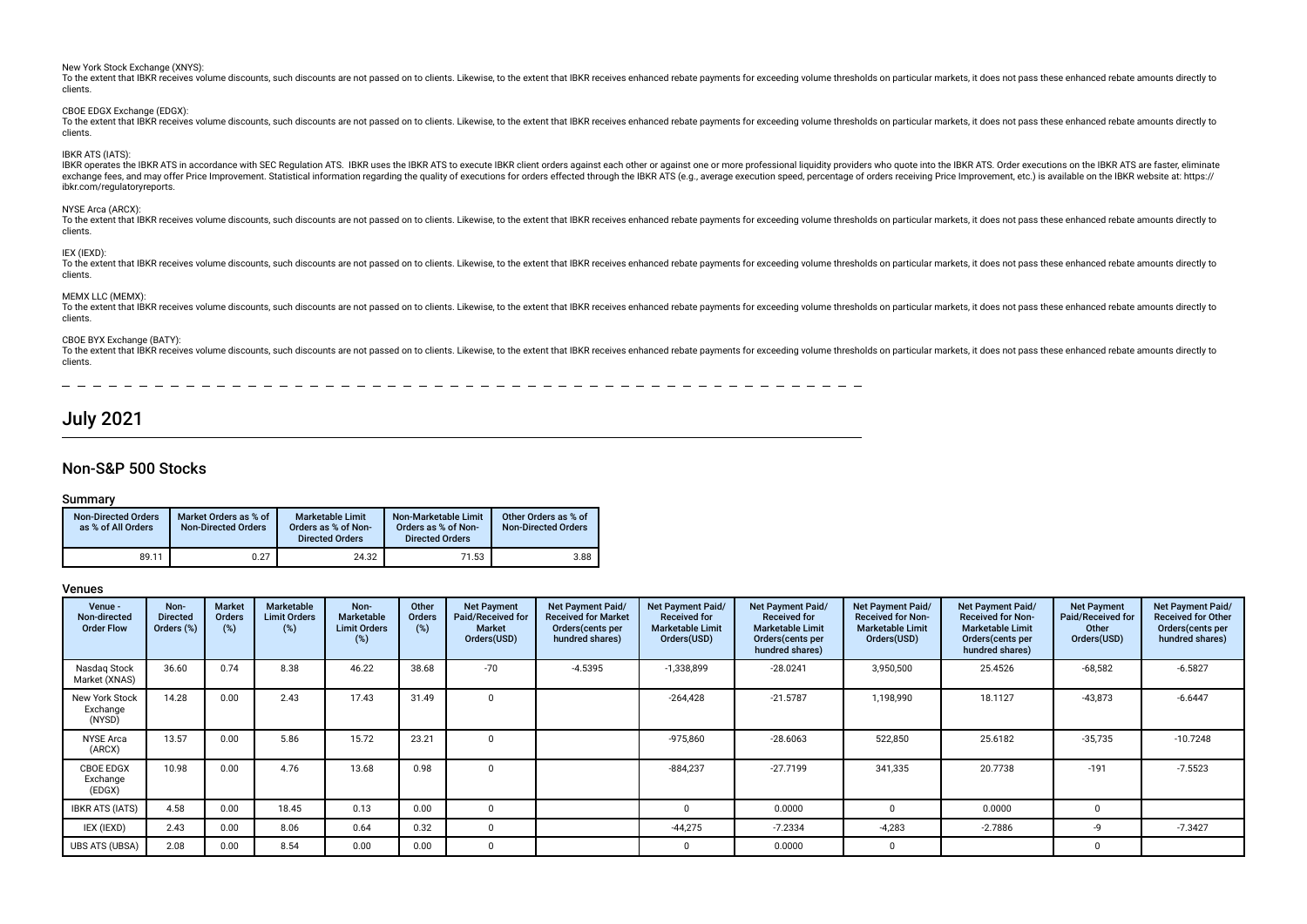New York Stock Exchange (XNYS):
To the extent that IBKR receives volume discounts, such discounts are not passed on to clients. Likewise, to the extent that IBKR receives enhanced rebate payments for exceeding volume thresholds on particular markets, it does not pass these enhanced rebate amounts directly to clients.

CBOE EDGX Exchange (EDGX):
To the extent that IBKR receives volume discounts, such discounts are not passed on to clients. Likewise, to the extent that IBKR receives enhanced rebate payments for exceeding volume thresholds on particular markets, it does not pass these enhanced rebate amounts directly to clients.

IBKR ATS (IATS):
IBKR operates the IBKR ATS in accordance with SEC Regulation ATS. IBKR uses the IBKR ATS to execute IBKR client orders against each other or against one or more professional liquidity providers who quote into the IBKR ATS. Order executions on the IBKR ATS are faster, eliminate exchange fees, and may offer Price Improvement. Statistical information regarding the quality of executions for orders effected through the IBKR ATS (e.g., average execution speed, percentage of orders receiving Price Improvement, etc.) is available on the IBKR website at: https://ibkr.com/regulatoryreports.

NYSE Arca (ARCX):
To the extent that IBKR receives volume discounts, such discounts are not passed on to clients. Likewise, to the extent that IBKR receives enhanced rebate payments for exceeding volume thresholds on particular markets, it does not pass these enhanced rebate amounts directly to clients.

IEX (IEXD):
To the extent that IBKR receives volume discounts, such discounts are not passed on to clients. Likewise, to the extent that IBKR receives enhanced rebate payments for exceeding volume thresholds on particular markets, it does not pass these enhanced rebate amounts directly to clients.

MEMX LLC (MEMX):
To the extent that IBKR receives volume discounts, such discounts are not passed on to clients. Likewise, to the extent that IBKR receives enhanced rebate payments for exceeding volume thresholds on particular markets, it does not pass these enhanced rebate amounts directly to clients.

CBOE BYX Exchange (BATY):
To the extent that IBKR receives volume discounts, such discounts are not passed on to clients. Likewise, to the extent that IBKR receives enhanced rebate payments for exceeding volume thresholds on particular markets, it does not pass these enhanced rebate amounts directly to clients.

# July 2021

## Non-S&P 500 Stocks

### Summary

| Non-Directed Orders as % of All Orders | Market Orders as % of Non-Directed Orders | Marketable Limit Orders as % of Non-Directed Orders | Non-Marketable Limit Orders as % of Non-Directed Orders | Other Orders as % of Non-Directed Orders |
|---|---|---|---|---|
| 89.11 | 0.27 | 24.32 | 71.53 | 3.88 |

### Venues

| Venue - Non-directed Order Flow | Non-Directed Orders (%) | Market Orders (%) | Marketable Limit Orders (%) | Non-Marketable Limit Orders (%) | Other Orders (%) | Net Payment Paid/Received for Market Orders(USD) | Net Payment Paid/Received for Market Orders(cents per hundred shares) | Net Payment Paid/Received for Marketable Limit Orders(USD) | Net Payment Paid/Received for Marketable Limit Orders(cents per hundred shares) | Net Payment Paid/Received for Non-Marketable Limit Orders(USD) | Net Payment Paid/Received for Non-Marketable Limit Orders(cents per hundred shares) | Net Payment Paid/Received for Other Orders(USD) | Net Payment Paid/Received for Other Orders(cents per hundred shares) |
|---|---|---|---|---|---|---|---|---|---|---|---|---|---|
| Nasdaq Stock Market (XNAS) | 36.60 | 0.74 | 8.38 | 46.22 | 38.68 | -70 | -4.5395 | -1,338,899 | -28.0241 | 3,950,500 | 25.4526 | -68,582 | -6.5827 |
| New York Stock Exchange (NYSD) | 14.28 | 0.00 | 2.43 | 17.43 | 31.49 | 0 | | -264,428 | -21.5787 | 1,198,990 | 18.1127 | -43,873 | -6.6447 |
| NYSE Arca (ARCX) | 13.57 | 0.00 | 5.86 | 15.72 | 23.21 | 0 | | -975,860 | -28.6063 | 522,850 | 25.6182 | -35,735 | -10.7248 |
| CBOE EDGX Exchange (EDGX) | 10.98 | 0.00 | 4.76 | 13.68 | 0.98 | 0 | | -884,237 | -27.7199 | 341,335 | 20.7738 | -191 | -7.5523 |
| IBKR ATS (IATS) | 4.58 | 0.00 | 18.45 | 0.13 | 0.00 | 0 | | 0 | 0.0000 | 0 | 0.0000 | 0 | |
| IEX (IEXD) | 2.43 | 0.00 | 8.06 | 0.64 | 0.32 | 0 | | -44,275 | -7.2334 | -4,283 | -2.7886 | -9 | -7.3427 |
| UBS ATS (UBSA) | 2.08 | 0.00 | 8.54 | 0.00 | 0.00 | 0 | | 0 | 0.0000 | 0 | | 0 | |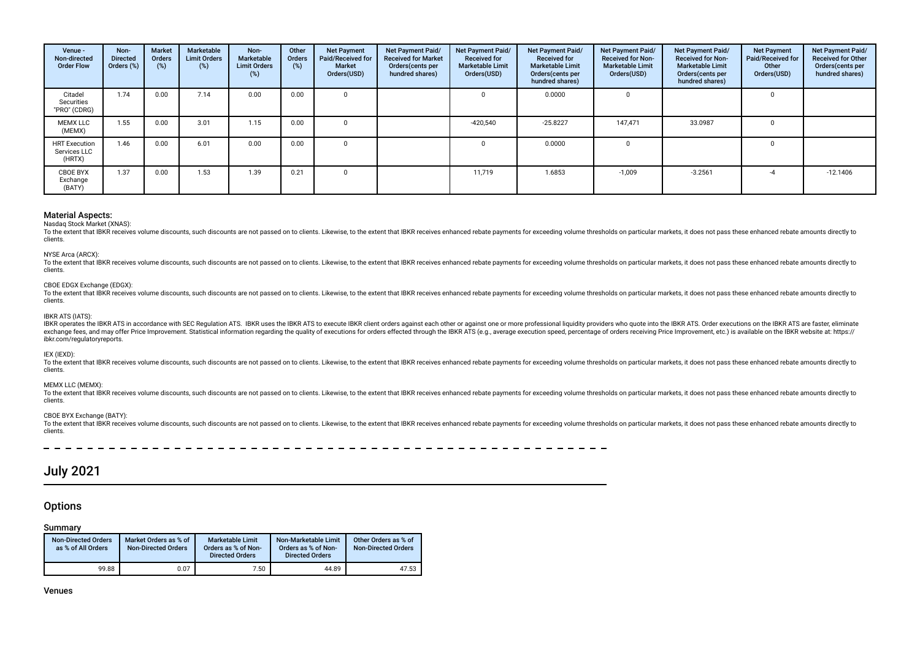| Venue - Non-directed Order Flow | Non-Directed Orders (%) | Market Orders (%) | Marketable Limit Orders (%) | Non-Marketable Limit Orders (%) | Other Orders (%) | Net Payment Paid/Received for Market Orders(USD) | Net Payment Paid/ Received for Market Orders(cents per hundred shares) | Net Payment Paid/ Received for Marketable Limit Orders(USD) | Net Payment Paid/ Received for Marketable Limit Orders(cents per hundred shares) | Net Payment Paid/ Received for Non-Marketable Limit Orders(USD) | Net Payment Paid/ Received for Non-Marketable Limit Orders(cents per hundred shares) | Net Payment Paid/Received for Other Orders(USD) | Net Payment Paid/ Received for Other Orders(cents per hundred shares) |
|---|---|---|---|---|---|---|---|---|---|---|---|---|---|
| Citadel Securities "PRO" (CDRG) | 1.74 | 0.00 | 7.14 | 0.00 | 0.00 | 0 | | 0 | 0.0000 | 0 | | 0 | |
| MEMX LLC (MEMX) | 1.55 | 0.00 | 3.01 | 1.15 | 0.00 | 0 | | -420,540 | -25.8227 | 147,471 | 33.0987 | 0 | |
| HRT Execution Services LLC (HRTX) | 1.46 | 0.00 | 6.01 | 0.00 | 0.00 | 0 | | 0 | 0.0000 | 0 | | 0 | |
| CBOE BYX Exchange (BATY) | 1.37 | 0.00 | 1.53 | 1.39 | 0.21 | 0 | | 11,719 | 1.6853 | -1,009 | -3.2561 | -4 | -12.1406 |

## Material Aspects:

Nasdaq Stock Market (XNAS):

To the extent that IBKR receives volume discounts, such discounts are not passed on to clients. Likewise, to the extent that IBKR receives enhanced rebate payments for exceeding volume thresholds on particular markets, it does not pass these enhanced rebate amounts directly to clients.

NYSE Arca (ARCX):

To the extent that IBKR receives volume discounts, such discounts are not passed on to clients. Likewise, to the extent that IBKR receives enhanced rebate payments for exceeding volume thresholds on particular markets, it does not pass these enhanced rebate amounts directly to clients.

CBOE EDGX Exchange (EDGX):

To the extent that IBKR receives volume discounts, such discounts are not passed on to clients. Likewise, to the extent that IBKR receives enhanced rebate payments for exceeding volume thresholds on particular markets, it does not pass these enhanced rebate amounts directly to clients.

IBKR ATS (IATS):

IBKR operates the IBKR ATS in accordance with SEC Regulation ATS. IBKR uses the IBKR ATS to execute IBKR client orders against each other or against one or more professional liquidity providers who quote into the IBKR ATS. Order executions on the IBKR ATS are faster, eliminate exchange fees, and may offer Price Improvement. Statistical information regarding the quality of executions for orders effected through the IBKR ATS (e.g., average execution speed, percentage of orders receiving Price Improvement, etc.) is available on the IBKR website at: https://ibkr.com/regulatoryreports.

IEX (IEXD):

To the extent that IBKR receives volume discounts, such discounts are not passed on to clients. Likewise, to the extent that IBKR receives enhanced rebate payments for exceeding volume thresholds on particular markets, it does not pass these enhanced rebate amounts directly to clients.

MEMX LLC (MEMX):

To the extent that IBKR receives volume discounts, such discounts are not passed on to clients. Likewise, to the extent that IBKR receives enhanced rebate payments for exceeding volume thresholds on particular markets, it does not pass these enhanced rebate amounts directly to clients.

CBOE BYX Exchange (BATY):

To the extent that IBKR receives volume discounts, such discounts are not passed on to clients. Likewise, to the extent that IBKR receives enhanced rebate payments for exceeding volume thresholds on particular markets, it does not pass these enhanced rebate amounts directly to clients.

# July 2021

## Options

### Summary

| Non-Directed Orders as % of All Orders | Market Orders as % of Non-Directed Orders | Marketable Limit Orders as % of Non-Directed Orders | Non-Marketable Limit Orders as % of Non-Directed Orders | Other Orders as % of Non-Directed Orders |
|---|---|---|---|---|
| 99.88 | 0.07 | 7.50 | 44.89 | 47.53 |

### Venues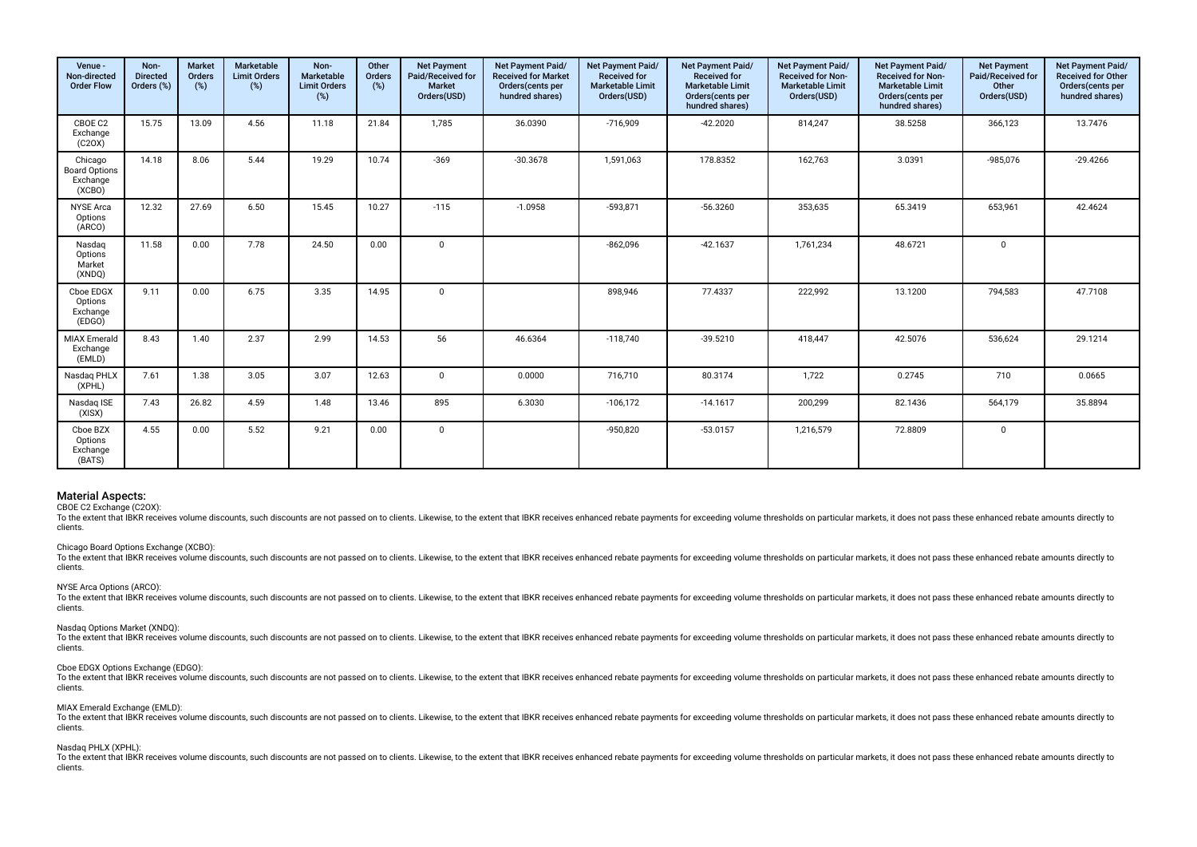| Venue - Non-directed Order Flow | Non-Directed Orders (%) | Market Orders (%) | Marketable Limit Orders (%) | Non-Marketable Limit Orders (%) | Other Orders (%) | Net Payment Paid/Received for Market Orders(USD) | Net Payment Paid/ Received for Market Orders(cents per hundred shares) | Net Payment Paid/ Received for Marketable Limit Orders(USD) | Net Payment Paid/ Received for Marketable Limit Orders(cents per hundred shares) | Net Payment Paid/ Received for Non-Marketable Limit Orders(USD) | Net Payment Paid/ Received for Non-Marketable Limit Orders(cents per hundred shares) | Net Payment Paid/Received for Other Orders(USD) | Net Payment Paid/ Received for Other Orders(cents per hundred shares) |
|---|---|---|---|---|---|---|---|---|---|---|---|---|---|
| CBOE C2 Exchange (C2OX) | 15.75 | 13.09 | 4.56 | 11.18 | 21.84 | 1,785 | 36.0390 | -716,909 | -42.2020 | 814,247 | 38.5258 | 366,123 | 13.7476 |
| Chicago Board Options Exchange (XCBO) | 14.18 | 8.06 | 5.44 | 19.29 | 10.74 | -369 | -30.3678 | 1,591,063 | 178.8352 | 162,763 | 3.0391 | -985,076 | -29.4266 |
| NYSE Arca Options (ARCO) | 12.32 | 27.69 | 6.50 | 15.45 | 10.27 | -115 | -1.0958 | -593,871 | -56.3260 | 353,635 | 65.3419 | 653,961 | 42.4624 |
| Nasdaq Options Market (XNDQ) | 11.58 | 0.00 | 7.78 | 24.50 | 0.00 | 0 | | -862,096 | -42.1637 | 1,761,234 | 48.6721 | 0 | |
| Cboe EDGX Options Exchange (EDGO) | 9.11 | 0.00 | 6.75 | 3.35 | 14.95 | 0 | | 898,946 | 77.4337 | 222,992 | 13.1200 | 794,583 | 47.7108 |
| MIAX Emerald Exchange (EMLD) | 8.43 | 1.40 | 2.37 | 2.99 | 14.53 | 56 | 46.6364 | -118,740 | -39.5210 | 418,447 | 42.5076 | 536,624 | 29.1214 |
| Nasdaq PHLX (XPHL) | 7.61 | 1.38 | 3.05 | 3.07 | 12.63 | 0 | 0.0000 | 716,710 | 80.3174 | 1,722 | 0.2745 | 710 | 0.0665 |
| Nasdaq ISE (XISX) | 7.43 | 26.82 | 4.59 | 1.48 | 13.46 | 895 | 6.3030 | -106,172 | -14.1617 | 200,299 | 82.1436 | 564,179 | 35.8894 |
| Cboe BZX Options Exchange (BATS) | 4.55 | 0.00 | 5.52 | 9.21 | 0.00 | 0 | | -950,820 | -53.0157 | 1,216,579 | 72.8809 | 0 | |

## Material Aspects:

CBOE C2 Exchange (C2OX):
To the extent that IBKR receives volume discounts, such discounts are not passed on to clients. Likewise, to the extent that IBKR receives enhanced rebate payments for exceeding volume thresholds on particular markets, it does not pass these enhanced rebate amounts directly to clients.

Chicago Board Options Exchange (XCBO):
To the extent that IBKR receives volume discounts, such discounts are not passed on to clients. Likewise, to the extent that IBKR receives enhanced rebate payments for exceeding volume thresholds on particular markets, it does not pass these enhanced rebate amounts directly to clients.

NYSE Arca Options (ARCO):
To the extent that IBKR receives volume discounts, such discounts are not passed on to clients. Likewise, to the extent that IBKR receives enhanced rebate payments for exceeding volume thresholds on particular markets, it does not pass these enhanced rebate amounts directly to clients.

Nasdaq Options Market (XNDQ):
To the extent that IBKR receives volume discounts, such discounts are not passed on to clients. Likewise, to the extent that IBKR receives enhanced rebate payments for exceeding volume thresholds on particular markets, it does not pass these enhanced rebate amounts directly to clients.

Cboe EDGX Options Exchange (EDGO):
To the extent that IBKR receives volume discounts, such discounts are not passed on to clients. Likewise, to the extent that IBKR receives enhanced rebate payments for exceeding volume thresholds on particular markets, it does not pass these enhanced rebate amounts directly to clients.

MIAX Emerald Exchange (EMLD):
To the extent that IBKR receives volume discounts, such discounts are not passed on to clients. Likewise, to the extent that IBKR receives enhanced rebate payments for exceeding volume thresholds on particular markets, it does not pass these enhanced rebate amounts directly to clients.

Nasdaq PHLX (XPHL):
To the extent that IBKR receives volume discounts, such discounts are not passed on to clients. Likewise, to the extent that IBKR receives enhanced rebate payments for exceeding volume thresholds on particular markets, it does not pass these enhanced rebate amounts directly to clients.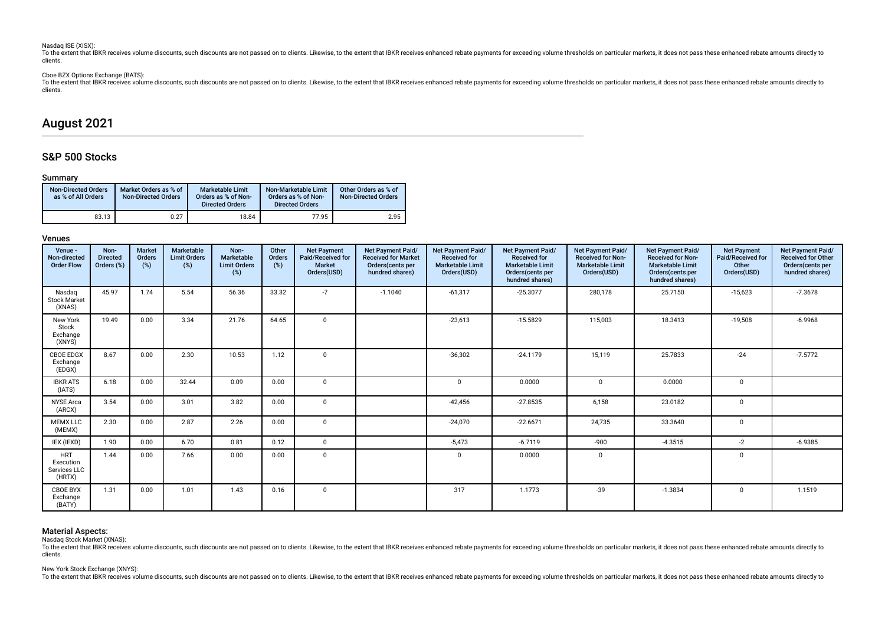Nasdaq ISE (XISX):
To the extent that IBKR receives volume discounts, such discounts are not passed on to clients. Likewise, to the extent that IBKR receives enhanced rebate payments for exceeding volume thresholds on particular markets, it does not pass these enhanced rebate amounts directly to clients.

Cboe BZX Options Exchange (BATS):
To the extent that IBKR receives volume discounts, such discounts are not passed on to clients. Likewise, to the extent that IBKR receives enhanced rebate payments for exceeding volume thresholds on particular markets, it does not pass these enhanced rebate amounts directly to clients.

# August 2021

## S&P 500 Stocks

### Summary

| Non-Directed Orders as % of All Orders | Market Orders as % of Non-Directed Orders | Marketable Limit Orders as % of Non-Directed Orders | Non-Marketable Limit Orders as % of Non-Directed Orders | Other Orders as % of Non-Directed Orders |
|---|---|---|---|---|
| 83.13 | 0.27 | 18.84 | 77.95 | 2.95 |

### Venues

| Venue - Non-directed Order Flow | Non-Directed Orders (%) | Market Orders (%) | Marketable Limit Orders (%) | Non-Marketable Limit Orders (%) | Other Orders (%) | Net Payment Paid/Received for Market Orders(USD) | Net Payment Paid/Received for Market Orders(cents per hundred shares) | Net Payment Paid/Received for Marketable Limit Orders(USD) | Net Payment Paid/Received for Marketable Limit Orders(cents per hundred shares) | Net Payment Paid/Received for Non-Marketable Limit Orders(USD) | Net Payment Paid/Received for Non-Marketable Limit Orders(cents per hundred shares) | Net Payment Paid/Received for Other Orders(USD) | Net Payment Paid/Received for Other Orders(cents per hundred shares) |
|---|---|---|---|---|---|---|---|---|---|---|---|---|---|
| Nasdaq Stock Market (XNAS) | 45.97 | 1.74 | 5.54 | 56.36 | 33.32 | -7 | -1.1040 | -61,317 | -25.3077 | 280,178 | 25.7150 | -15,623 | -7.3678 |
| New York Stock Exchange (XNYS) | 19.49 | 0.00 | 3.34 | 21.76 | 64.65 | 0 | | -23,613 | -15.5829 | 115,003 | 18.3413 | -19,508 | -6.9968 |
| CBOE EDGX Exchange (EDGX) | 8.67 | 0.00 | 2.30 | 10.53 | 1.12 | 0 | | -36,302 | -24.1179 | 15,119 | 25.7833 | -24 | -7.5772 |
| IBKR ATS (IATS) | 6.18 | 0.00 | 32.44 | 0.09 | 0.00 | 0 | | 0 | 0.0000 | 0 | 0.0000 | 0 | |
| NYSE Arca (ARCX) | 3.54 | 0.00 | 3.01 | 3.82 | 0.00 | 0 | | -42,456 | -27.8535 | 6,158 | 23.0182 | 0 | |
| MEMX LLC (MEMX) | 2.30 | 0.00 | 2.87 | 2.26 | 0.00 | 0 | | -24,070 | -22.6671 | 24,735 | 33.3640 | 0 | |
| IEX (IEXD) | 1.90 | 0.00 | 6.70 | 0.81 | 0.12 | 0 | | -5,473 | -6.7119 | -900 | -4.3515 | -2 | -6.9385 |
| HRT Execution Services LLC (HRTX) | 1.44 | 0.00 | 7.66 | 0.00 | 0.00 | 0 | | 0 | 0.0000 | 0 | | 0 | |
| CBOE BYX Exchange (BATY) | 1.31 | 0.00 | 1.01 | 1.43 | 0.16 | 0 | | 317 | 1.1773 | -39 | -1.3834 | 0 | 1.1519 |

### Material Aspects:

Nasdaq Stock Market (XNAS):
To the extent that IBKR receives volume discounts, such discounts are not passed on to clients. Likewise, to the extent that IBKR receives enhanced rebate payments for exceeding volume thresholds on particular markets, it does not pass these enhanced rebate amounts directly to clients.

New York Stock Exchange (XNYS):
To the extent that IBKR receives volume discounts, such discounts are not passed on to clients. Likewise, to the extent that IBKR receives enhanced rebate payments for exceeding volume thresholds on particular markets, it does not pass these enhanced rebate amounts directly to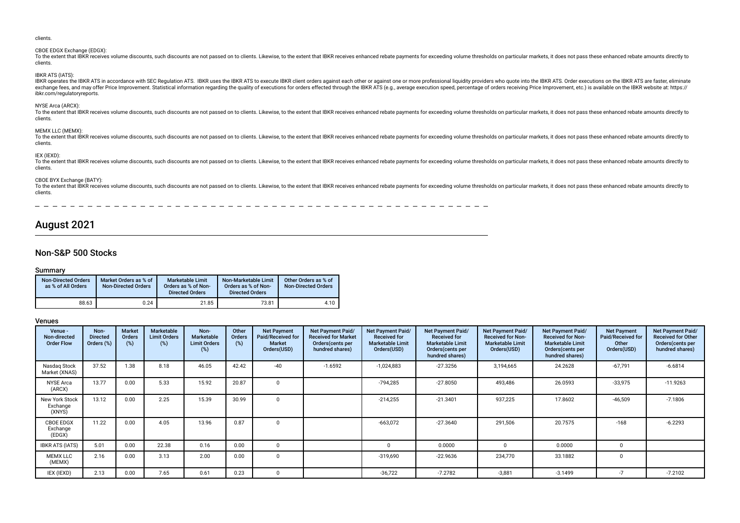clients.

CBOE EDGX Exchange (EDGX):
To the extent that IBKR receives volume discounts, such discounts are not passed on to clients. Likewise, to the extent that IBKR receives enhanced rebate payments for exceeding volume thresholds on particular markets, it does not pass these enhanced rebate amounts directly to clients.

IBKR ATS (IATS):
IBKR operates the IBKR ATS in accordance with SEC Regulation ATS. IBKR uses the IBKR ATS to execute IBKR client orders against each other or against one or more professional liquidity providers who quote into the IBKR ATS. Order executions on the IBKR ATS are faster, eliminate exchange fees, and may offer Price Improvement. Statistical information regarding the quality of executions for orders effected through the IBKR ATS (e.g., average execution speed, percentage of orders receiving Price Improvement, etc.) is available on the IBKR website at: https://ibkr.com/regulatoryreports.

NYSE Arca (ARCX):
To the extent that IBKR receives volume discounts, such discounts are not passed on to clients. Likewise, to the extent that IBKR receives enhanced rebate payments for exceeding volume thresholds on particular markets, it does not pass these enhanced rebate amounts directly to clients.

MEMX LLC (MEMX):
To the extent that IBKR receives volume discounts, such discounts are not passed on to clients. Likewise, to the extent that IBKR receives enhanced rebate payments for exceeding volume thresholds on particular markets, it does not pass these enhanced rebate amounts directly to clients.

IEX (IEXD):
To the extent that IBKR receives volume discounts, such discounts are not passed on to clients. Likewise, to the extent that IBKR receives enhanced rebate payments for exceeding volume thresholds on particular markets, it does not pass these enhanced rebate amounts directly to clients.

CBOE BYX Exchange (BATY):
To the extent that IBKR receives volume discounts, such discounts are not passed on to clients. Likewise, to the extent that IBKR receives enhanced rebate payments for exceeding volume thresholds on particular markets, it does not pass these enhanced rebate amounts directly to clients.

# August 2021

## Non-S&P 500 Stocks

### Summary

| Non-Directed Orders as % of All Orders | Market Orders as % of Non-Directed Orders | Marketable Limit Orders as % of Non-Directed Orders | Non-Marketable Limit Orders as % of Non-Directed Orders | Other Orders as % of Non-Directed Orders |
|---|---|---|---|---|
| 88.63 | 0.24 | 21.85 | 73.81 | 4.10 |

### Venues

| Venue - Non-directed Order Flow | Non-Directed Orders (%) | Market Orders (%) | Marketable Limit Orders (%) | Non-Marketable Limit Orders (%) | Other Orders (%) | Net Payment Paid/Received for Market Orders(USD) | Net Payment Paid/Received for Market Orders(cents per hundred shares) | Net Payment Paid/Received for Marketable Limit Orders(USD) | Net Payment Paid/Received for Marketable Limit Orders(cents per hundred shares) | Net Payment Paid/Received for Non-Marketable Limit Orders(USD) | Net Payment Paid/Received for Non-Marketable Limit Orders(cents per hundred shares) | Net Payment Paid/Received for Other Orders(USD) | Net Payment Paid/Received for Other Orders(cents per hundred shares) |
|---|---|---|---|---|---|---|---|---|---|---|---|---|---|
| Nasdaq Stock Market (XNAS) | 37.52 | 1.38 | 8.18 | 46.05 | 42.42 | -40 | -1.6592 | -1,024,883 | -27.3256 | 3,194,665 | 24.2628 | -67,791 | -6.6814 |
| NYSE Arca (ARCX) | 13.77 | 0.00 | 5.33 | 15.92 | 20.87 | 0 | | -794,285 | -27.8050 | 493,486 | 26.0593 | -33,975 | -11.9263 |
| New York Stock Exchange (XNYS) | 13.12 | 0.00 | 2.25 | 15.39 | 30.99 | 0 | | -214,255 | -21.3401 | 937,225 | 17.8602 | -46,509 | -7.1806 |
| CBOE EDGX Exchange (EDGX) | 11.22 | 0.00 | 4.05 | 13.96 | 0.87 | 0 | | -663,072 | -27.3640 | 291,506 | 20.7575 | -168 | -6.2293 |
| IBKR ATS (IATS) | 5.01 | 0.00 | 22.38 | 0.16 | 0.00 | 0 | | 0 | 0.0000 | 0 | 0.0000 | 0 | |
| MEMX LLC (MEMX) | 2.16 | 0.00 | 3.13 | 2.00 | 0.00 | 0 | | -319,690 | -22.9636 | 234,770 | 33.1882 | 0 | |
| IEX (IEXD) | 2.13 | 0.00 | 7.65 | 0.61 | 0.23 | 0 | | -36,722 | -7.2782 | -3,881 | -3.1499 | -7 | -7.2102 |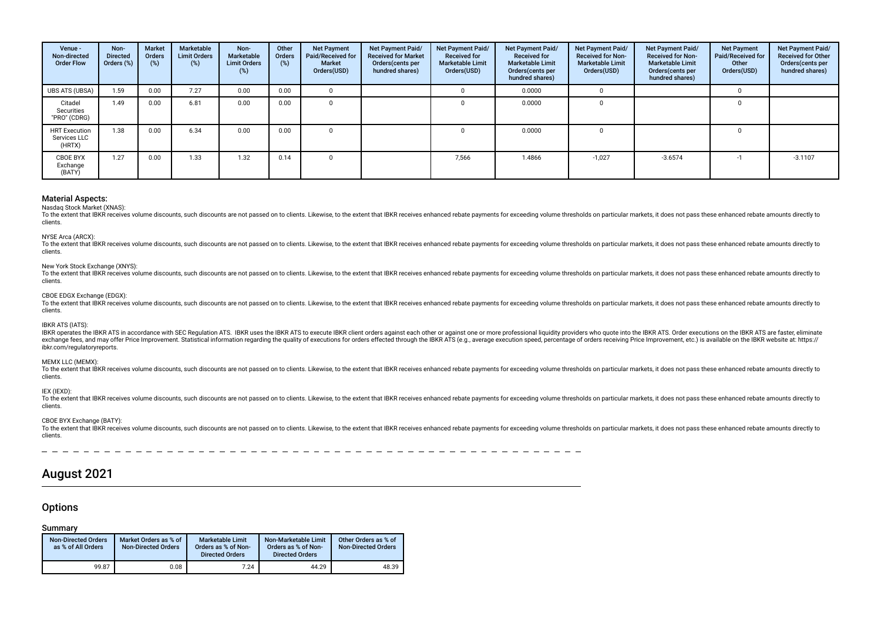| Venue - Non-directed Order Flow | Non-Directed Orders (%) | Market Orders (%) | Marketable Limit Orders (%) | Non-Marketable Limit Orders (%) | Other Orders (%) | Net Payment Paid/Received for Market Orders(USD) | Net Payment Paid/ Received for Market Orders(cents per hundred shares) | Net Payment Paid/ Received for Marketable Limit Orders(USD) | Net Payment Paid/ Received for Marketable Limit Orders(cents per hundred shares) | Net Payment Paid/ Received for Non-Marketable Limit Orders(USD) | Net Payment Paid/ Received for Non-Marketable Limit Orders(cents per hundred shares) | Net Payment Paid/Received for Other Orders(USD) | Net Payment Paid/ Received for Other Orders(cents per hundred shares) |
|---|---|---|---|---|---|---|---|---|---|---|---|---|---|
| UBS ATS (UBSA) | 1.59 | 0.00 | 7.27 | 0.00 | 0.00 | 0 | | 0 | 0.0000 | 0 | | 0 | |
| Citadel Securities "PRO" (CDRG) | 1.49 | 0.00 | 6.81 | 0.00 | 0.00 | 0 | | 0 | 0.0000 | 0 | | 0 | |
| HRT Execution Services LLC (HRTX) | 1.38 | 0.00 | 6.34 | 0.00 | 0.00 | 0 | | 0 | 0.0000 | 0 | | 0 | |
| CBOE BYX Exchange (BATY) | 1.27 | 0.00 | 1.33 | 1.32 | 0.14 | 0 | | 7,566 | 1.4866 | -1,027 | -3.6574 | -1 | -3.1107 |

### Material Aspects:

Nasdaq Stock Market (XNAS):
To the extent that IBKR receives volume discounts, such discounts are not passed on to clients. Likewise, to the extent that IBKR receives enhanced rebate payments for exceeding volume thresholds on particular markets, it does not pass these enhanced rebate amounts directly to clients.

NYSE Arca (ARCX):
To the extent that IBKR receives volume discounts, such discounts are not passed on to clients. Likewise, to the extent that IBKR receives enhanced rebate payments for exceeding volume thresholds on particular markets, it does not pass these enhanced rebate amounts directly to clients.

New York Stock Exchange (XNYS):
To the extent that IBKR receives volume discounts, such discounts are not passed on to clients. Likewise, to the extent that IBKR receives enhanced rebate payments for exceeding volume thresholds on particular markets, it does not pass these enhanced rebate amounts directly to clients.

CBOE EDGX Exchange (EDGX):
To the extent that IBKR receives volume discounts, such discounts are not passed on to clients. Likewise, to the extent that IBKR receives enhanced rebate payments for exceeding volume thresholds on particular markets, it does not pass these enhanced rebate amounts directly to clients.

IBKR ATS (IATS):
IBKR operates the IBKR ATS in accordance with SEC Regulation ATS. IBKR uses the IBKR ATS to execute IBKR client orders against each other or against one or more professional liquidity providers who quote into the IBKR ATS. Order executions on the IBKR ATS are faster, eliminate exchange fees, and may offer Price Improvement. Statistical information regarding the quality of executions for orders effected through the IBKR ATS (e.g., average execution speed, percentage of orders receiving Price Improvement, etc.) is available on the IBKR website at: https://ibkr.com/regulatoryreports.

MEMX LLC (MEMX):
To the extent that IBKR receives volume discounts, such discounts are not passed on to clients. Likewise, to the extent that IBKR receives enhanced rebate payments for exceeding volume thresholds on particular markets, it does not pass these enhanced rebate amounts directly to clients.

IEX (IEXD):
To the extent that IBKR receives volume discounts, such discounts are not passed on to clients. Likewise, to the extent that IBKR receives enhanced rebate payments for exceeding volume thresholds on particular markets, it does not pass these enhanced rebate amounts directly to clients.

CBOE BYX Exchange (BATY):
To the extent that IBKR receives volume discounts, such discounts are not passed on to clients. Likewise, to the extent that IBKR receives enhanced rebate payments for exceeding volume thresholds on particular markets, it does not pass these enhanced rebate amounts directly to clients.

# August 2021

## Options

### Summary

| Non-Directed Orders as % of All Orders | Market Orders as % of Non-Directed Orders | Marketable Limit Orders as % of Non-Directed Orders | Non-Marketable Limit Orders as % of Non-Directed Orders | Other Orders as % of Non-Directed Orders |
|---|---|---|---|---|
| 99.87 | 0.08 | 7.24 | 44.29 | 48.39 |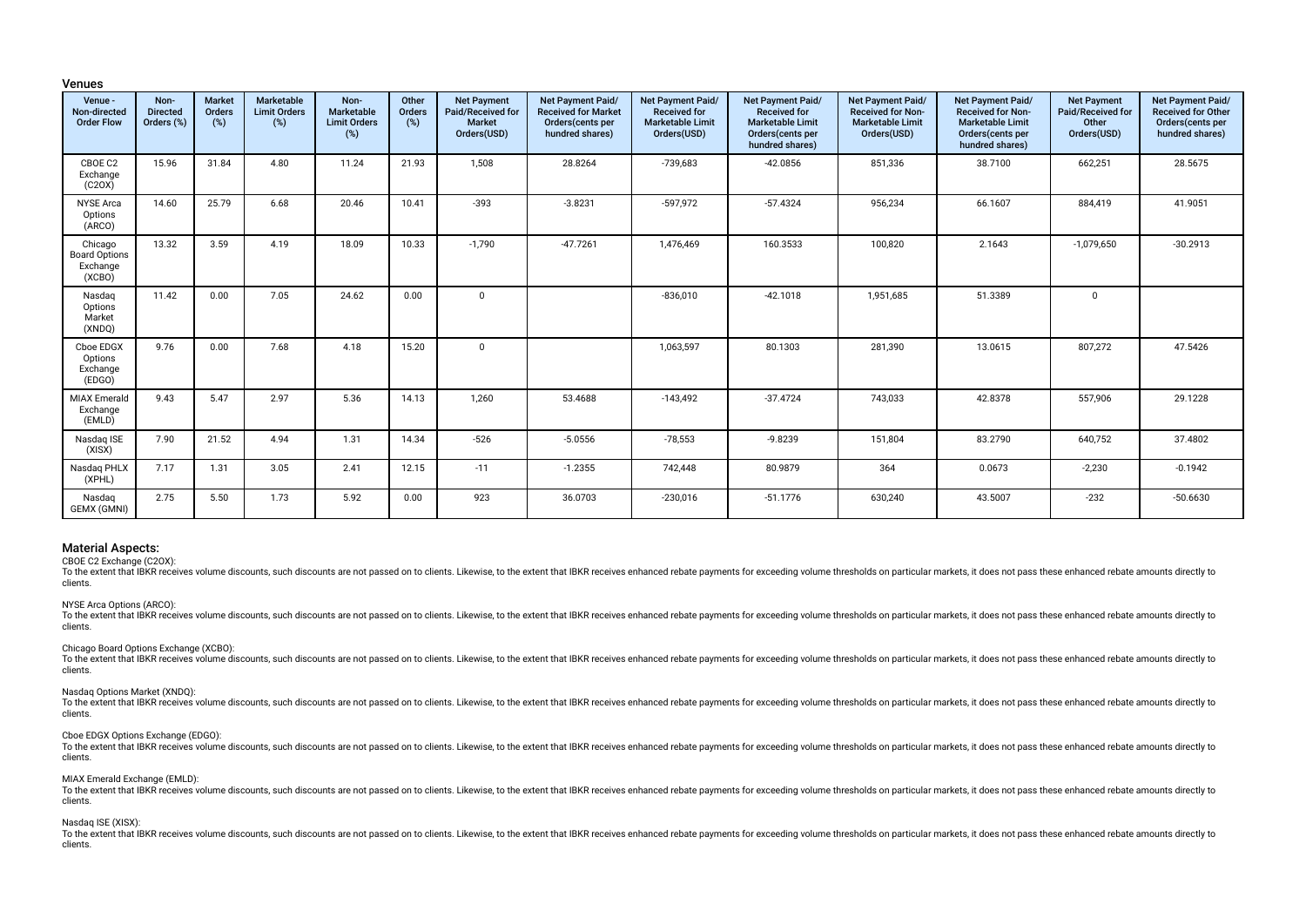## Venues

| Venue - Non-directed Order Flow | Non-Directed Orders (%) | Market Orders (%) | Marketable Limit Orders (%) | Non-Marketable Limit Orders (%) | Other Orders (%) | Net Payment Paid/Received for Market Orders(USD) | Net Payment Paid/ Received for Market Orders(cents per hundred shares) | Net Payment Paid/ Received for Marketable Limit Orders(USD) | Net Payment Paid/ Received for Marketable Limit Orders(cents per hundred shares) | Net Payment Paid/ Received for Non-Marketable Limit Orders(USD) | Net Payment Paid/ Received for Non-Marketable Limit Orders(cents per hundred shares) | Net Payment Paid/Received for Other Orders(USD) | Net Payment Paid/ Received for Other Orders(cents per hundred shares) |
|---|---|---|---|---|---|---|---|---|---|---|---|---|---|
| CBOE C2 Exchange (C2OX) | 15.96 | 31.84 | 4.80 | 11.24 | 21.93 | 1,508 | 28.8264 | -739,683 | -42.0856 | 851,336 | 38.7100 | 662,251 | 28.5675 |
| NYSE Arca Options (ARCO) | 14.60 | 25.79 | 6.68 | 20.46 | 10.41 | -393 | -3.8231 | -597,972 | -57.4324 | 956,234 | 66.1607 | 884,419 | 41.9051 |
| Chicago Board Options Exchange (XCBO) | 13.32 | 3.59 | 4.19 | 18.09 | 10.33 | -1,790 | -47.7261 | 1,476,469 | 160.3533 | 100,820 | 2.1643 | -1,079,650 | -30.2913 |
| Nasdaq Options Market (XNDQ) | 11.42 | 0.00 | 7.05 | 24.62 | 0.00 | 0 | | -836,010 | -42.1018 | 1,951,685 | 51.3389 | 0 | |
| Cboe EDGX Options Exchange (EDGO) | 9.76 | 0.00 | 7.68 | 4.18 | 15.20 | 0 | | 1,063,597 | 80.1303 | 281,390 | 13.0615 | 807,272 | 47.5426 |
| MIAX Emerald Exchange (EMLD) | 9.43 | 5.47 | 2.97 | 5.36 | 14.13 | 1,260 | 53.4688 | -143,492 | -37.4724 | 743,033 | 42.8378 | 557,906 | 29.1228 |
| Nasdaq ISE (XISX) | 7.90 | 21.52 | 4.94 | 1.31 | 14.34 | -526 | -5.0556 | -78,553 | -9.8239 | 151,804 | 83.2790 | 640,752 | 37.4802 |
| Nasdaq PHLX (XPHL) | 7.17 | 1.31 | 3.05 | 2.41 | 12.15 | -11 | -1.2355 | 742,448 | 80.9879 | 364 | 0.0673 | -2,230 | -0.1942 |
| Nasdaq GEMX (GMNI) | 2.75 | 5.50 | 1.73 | 5.92 | 0.00 | 923 | 36.0703 | -230,016 | -51.1776 | 630,240 | 43.5007 | -232 | -50.6630 |

## Material Aspects:

CBOE C2 Exchange (C2OX):
To the extent that IBKR receives volume discounts, such discounts are not passed on to clients. Likewise, to the extent that IBKR receives enhanced rebate payments for exceeding volume thresholds on particular markets, it does not pass these enhanced rebate amounts directly to clients.

NYSE Arca Options (ARCO):
To the extent that IBKR receives volume discounts, such discounts are not passed on to clients. Likewise, to the extent that IBKR receives enhanced rebate payments for exceeding volume thresholds on particular markets, it does not pass these enhanced rebate amounts directly to clients.

Chicago Board Options Exchange (XCBO):
To the extent that IBKR receives volume discounts, such discounts are not passed on to clients. Likewise, to the extent that IBKR receives enhanced rebate payments for exceeding volume thresholds on particular markets, it does not pass these enhanced rebate amounts directly to clients.

Nasdaq Options Market (XNDQ):
To the extent that IBKR receives volume discounts, such discounts are not passed on to clients. Likewise, to the extent that IBKR receives enhanced rebate payments for exceeding volume thresholds on particular markets, it does not pass these enhanced rebate amounts directly to clients.

Cboe EDGX Options Exchange (EDGO):
To the extent that IBKR receives volume discounts, such discounts are not passed on to clients. Likewise, to the extent that IBKR receives enhanced rebate payments for exceeding volume thresholds on particular markets, it does not pass these enhanced rebate amounts directly to clients.

MIAX Emerald Exchange (EMLD):
To the extent that IBKR receives volume discounts, such discounts are not passed on to clients. Likewise, to the extent that IBKR receives enhanced rebate payments for exceeding volume thresholds on particular markets, it does not pass these enhanced rebate amounts directly to clients.

Nasdaq ISE (XISX):
To the extent that IBKR receives volume discounts, such discounts are not passed on to clients. Likewise, to the extent that IBKR receives enhanced rebate payments for exceeding volume thresholds on particular markets, it does not pass these enhanced rebate amounts directly to clients.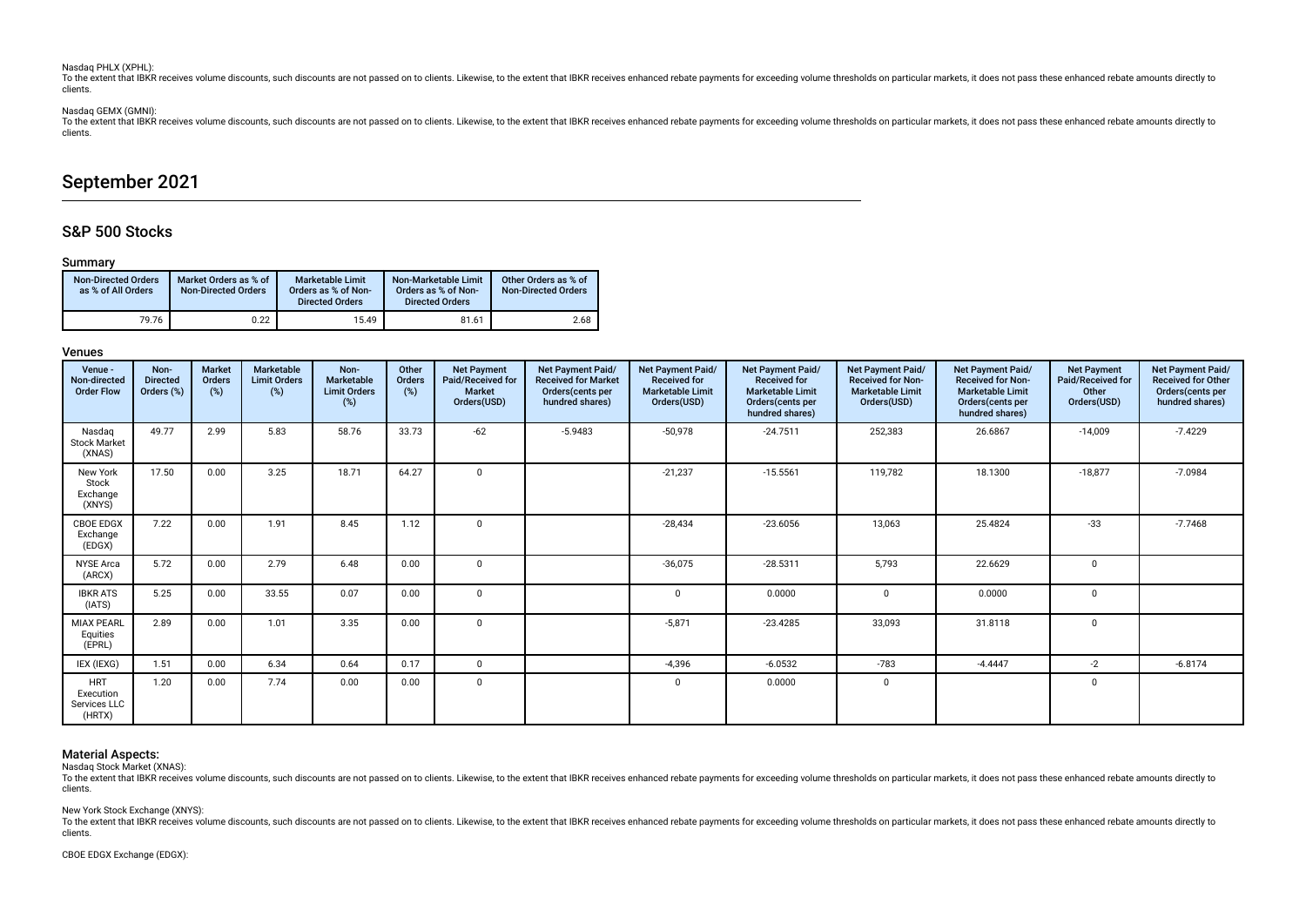Nasdaq PHLX (XPHL):
To the extent that IBKR receives volume discounts, such discounts are not passed on to clients. Likewise, to the extent that IBKR receives enhanced rebate payments for exceeding volume thresholds on particular markets, it does not pass these enhanced rebate amounts directly to clients.

Nasdaq GEMX (GMNI):
To the extent that IBKR receives volume discounts, such discounts are not passed on to clients. Likewise, to the extent that IBKR receives enhanced rebate payments for exceeding volume thresholds on particular markets, it does not pass these enhanced rebate amounts directly to clients.

# September 2021

## S&P 500 Stocks

### Summary

| Non-Directed Orders as % of All Orders | Market Orders as % of Non-Directed Orders | Marketable Limit Orders as % of Non-Directed Orders | Non-Marketable Limit Orders as % of Non-Directed Orders | Other Orders as % of Non-Directed Orders |
|---|---|---|---|---|
| 79.76 | 0.22 | 15.49 | 81.61 | 2.68 |

### Venues

| Venue - Non-directed Order Flow | Non-Directed Orders (%) | Market Orders (%) | Marketable Limit Orders (%) | Non-Marketable Limit Orders (%) | Other Orders (%) | Net Payment Paid/Received for Market Orders(USD) | Net Payment Paid/Received for Market Orders(cents per hundred shares) | Net Payment Paid/Received for Marketable Limit Orders(USD) | Net Payment Paid/Received for Marketable Limit Orders(cents per hundred shares) | Net Payment Paid/Received for Non-Marketable Limit Orders(USD) | Net Payment Paid/Received for Non-Marketable Limit Orders(cents per hundred shares) | Net Payment Paid/Received for Other Orders(USD) | Net Payment Paid/Received for Other Orders(cents per hundred shares) |
|---|---|---|---|---|---|---|---|---|---|---|---|---|---|
| Nasdaq Stock Market (XNAS) | 49.77 | 2.99 | 5.83 | 58.76 | 33.73 | -62 | -5.9483 | -50,978 | -24.7511 | 252,383 | 26.6867 | -14,009 | -7.4229 |
| New York Stock Exchange (XNYS) | 17.50 | 0.00 | 3.25 | 18.71 | 64.27 | 0 | | -21,237 | -15.5561 | 119,782 | 18.1300 | -18,877 | -7.0984 |
| CBOE EDGX Exchange (EDGX) | 7.22 | 0.00 | 1.91 | 8.45 | 1.12 | 0 | | -28,434 | -23.6056 | 13,063 | 25.4824 | -33 | -7.7468 |
| NYSE Arca (ARCX) | 5.72 | 0.00 | 2.79 | 6.48 | 0.00 | 0 | | -36,075 | -28.5311 | 5,793 | 22.6629 | 0 | |
| IBKR ATS (IATS) | 5.25 | 0.00 | 33.55 | 0.07 | 0.00 | 0 | | 0 | 0.0000 | 0 | 0.0000 | 0 | |
| MIAX PEARL Equities (EPRL) | 2.89 | 0.00 | 1.01 | 3.35 | 0.00 | 0 | | -5,871 | -23.4285 | 33,093 | 31.8118 | 0 | |
| IEX (IEXG) | 1.51 | 0.00 | 6.34 | 0.64 | 0.17 | 0 | | -4,396 | -6.0532 | -783 | -4.4447 | -2 | -6.8174 |
| HRT Execution Services LLC (HRTX) | 1.20 | 0.00 | 7.74 | 0.00 | 0.00 | 0 | | 0 | 0.0000 | 0 | | 0 | |

### Material Aspects:

Nasdaq Stock Market (XNAS):
To the extent that IBKR receives volume discounts, such discounts are not passed on to clients. Likewise, to the extent that IBKR receives enhanced rebate payments for exceeding volume thresholds on particular markets, it does not pass these enhanced rebate amounts directly to clients.

New York Stock Exchange (XNYS):
To the extent that IBKR receives volume discounts, such discounts are not passed on to clients. Likewise, to the extent that IBKR receives enhanced rebate payments for exceeding volume thresholds on particular markets, it does not pass these enhanced rebate amounts directly to clients.

CBOE EDGX Exchange (EDGX):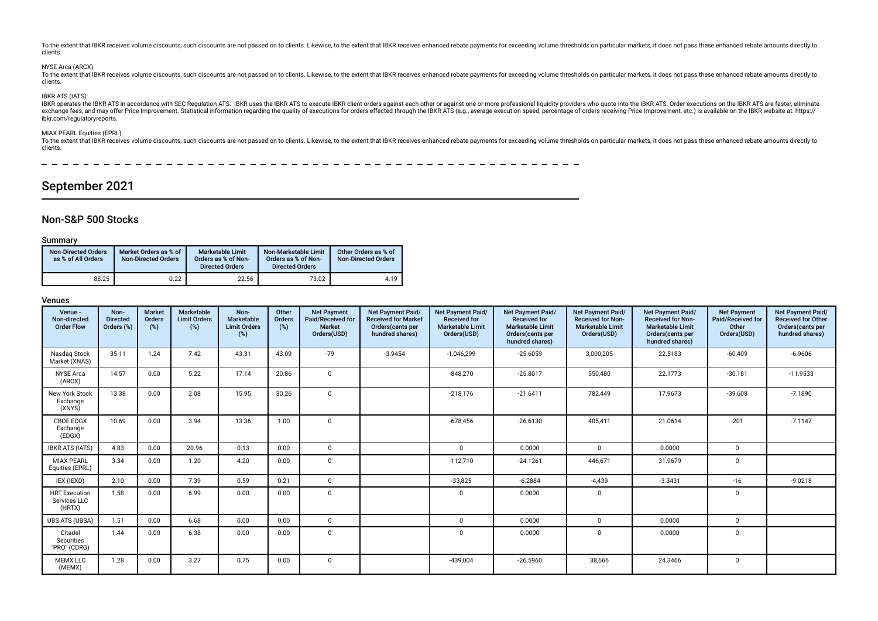To the extent that IBKR receives volume discounts, such discounts are not passed on to clients. Likewise, to the extent that IBKR receives enhanced rebate payments for exceeding volume thresholds on particular markets, it does not pass these enhanced rebate amounts directly to clients.

NYSE Arca (ARCX):

To the extent that IBKR receives volume discounts, such discounts are not passed on to clients. Likewise, to the extent that IBKR receives enhanced rebate payments for exceeding volume thresholds on particular markets, it does not pass these enhanced rebate amounts directly to clients.

IBKR ATS (IATS):

IBKR operates the IBKR ATS in accordance with SEC Regulation ATS. IBKR uses the IBKR ATS to execute IBKR client orders against each other or against one or more professional liquidity providers who quote into the IBKR ATS. Order executions on the IBKR ATS are faster, eliminate exchange fees, and may offer Price Improvement. Statistical information regarding the quality of executions for orders effected through the IBKR ATS (e.g., average execution speed, percentage of orders receiving Price Improvement, etc.) is available on the IBKR website at: https://ibkr.com/regulatoryreports.

MIAX PEARL Equities (EPRL):

To the extent that IBKR receives volume discounts, such discounts are not passed on to clients. Likewise, to the extent that IBKR receives enhanced rebate payments for exceeding volume thresholds on particular markets, it does not pass these enhanced rebate amounts directly to clients.

# September 2021

## Non-S&P 500 Stocks

### Summary

| Non-Directed Orders as % of All Orders | Market Orders as % of Non-Directed Orders | Marketable Limit Orders as % of Non-Directed Orders | Non-Marketable Limit Orders as % of Non-Directed Orders | Other Orders as % of Non-Directed Orders |
|---|---|---|---|---|
| 88.25 | 0.22 | 22.56 | 73.02 | 4.19 |

### Venues

| Venue - Non-directed Order Flow | Non-Directed Orders (%) | Market Orders (%) | Marketable Limit Orders (%) | Non-Marketable Limit Orders (%) | Other Orders (%) | Net Payment Paid/Received for Market Orders(USD) | Net Payment Paid/Received for Market Orders(cents per hundred shares) | Net Payment Paid/Received for Marketable Limit Orders(USD) | Net Payment Paid/Received for Marketable Limit Orders(cents per hundred shares) | Net Payment Paid/Received for Non-Marketable Limit Orders(USD) | Net Payment Paid/Received for Non-Marketable Limit Orders(cents per hundred shares) | Net Payment Paid/Received for Other Orders(USD) | Net Payment Paid/Received for Other Orders(cents per hundred shares) |
|---|---|---|---|---|---|---|---|---|---|---|---|---|---|
| Nasdaq Stock Market (XNAS) | 35.11 | 1.24 | 7.42 | 43.31 | 43.09 | -79 | -3.9454 | -1,046,299 | -25.6059 | 3,000,205 | 22.5183 | -60,409 | -6.9606 |
| NYSE Arca (ARCX) | 14.57 | 0.00 | 5.22 | 17.14 | 20.86 | 0 | | -848,270 | -25.8017 | 550,480 | 22.1773 | -30,181 | -11.9533 |
| New York Stock Exchange (XNYS) | 13.38 | 0.00 | 2.08 | 15.95 | 30.26 | 0 | | -218,176 | -21.6411 | 782,449 | 17.9673 | -39,608 | -7.1890 |
| CBOE EDGX Exchange (EDGX) | 10.69 | 0.00 | 3.94 | 13.36 | 1.00 | 0 | | -678,456 | -26.6130 | 405,411 | 21.0614 | -201 | -7.1147 |
| IBKR ATS (IATS) | 4.83 | 0.00 | 20.96 | 0.13 | 0.00 | 0 | | 0 | 0.0000 | 0 | 0.0000 | 0 | |
| MIAX PEARL Equities (EPRL) | 3.34 | 0.00 | 1.20 | 4.20 | 0.00 | 0 | | -112,710 | -24.1261 | 446,671 | 31.9679 | 0 | |
| IEX (IEXD) | 2.10 | 0.00 | 7.39 | 0.59 | 0.21 | 0 | | -33,825 | -6.2884 | -4,439 | -3.3431 | -16 | -9.0218 |
| HRT Execution Services LLC (HRTX) | 1.58 | 0.00 | 6.99 | 0.00 | 0.00 | 0 | | 0 | 0.0000 | 0 | | 0 | |
| UBS ATS (UBSA) | 1.51 | 0.00 | 6.68 | 0.00 | 0.00 | 0 | | 0 | 0.0000 | 0 | 0.0000 | 0 | |
| Citadel Securities "PRO" (CDRG) | 1.44 | 0.00 | 6.38 | 0.00 | 0.00 | 0 | | 0 | 0.0000 | 0 | 0.0000 | 0 | |
| MEMX LLC (MEMX) | 1.28 | 0.00 | 3.27 | 0.75 | 0.00 | 0 | | -439,004 | -26.5960 | 38,666 | 24.3466 | 0 | |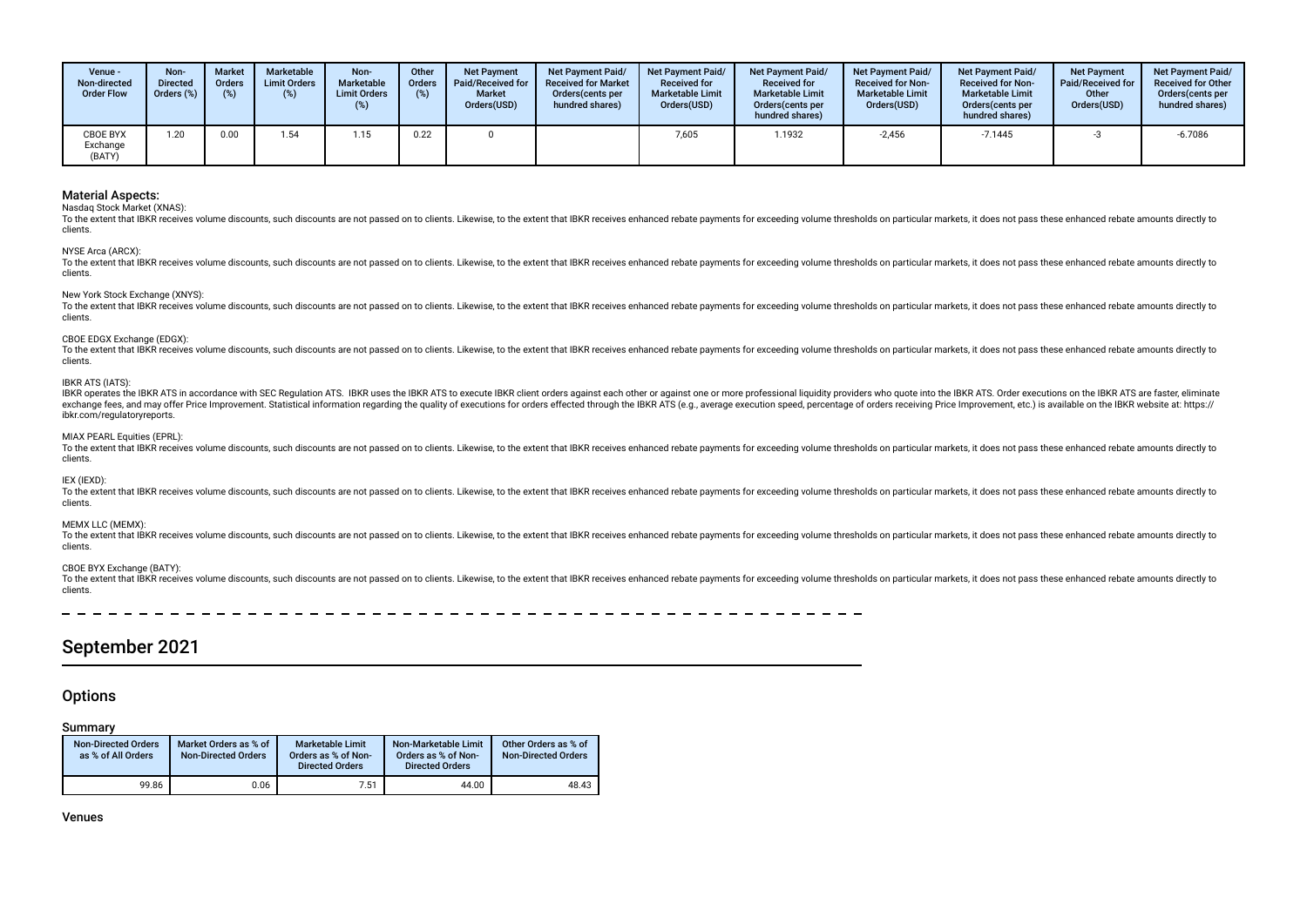| Venue - Non-directed Order Flow | Non-Directed Orders (%) | Market Orders (%) | Marketable Limit Orders (%) | Non-Marketable Limit Orders (%) | Other Orders (%) | Net Payment Paid/Received for Market Orders(USD) | Net Payment Paid/ Received for Market Orders(cents per hundred shares) | Net Payment Paid/ Received for Marketable Limit Orders(USD) | Net Payment Paid/ Received for Marketable Limit Orders(cents per hundred shares) | Net Payment Paid/ Received for Non-Marketable Limit Orders(USD) | Net Payment Paid/ Received for Non-Marketable Limit Orders(cents per hundred shares) | Net Payment Paid/Received for Other Orders(USD) | Net Payment Paid/ Received for Other Orders(cents per hundred shares) |
|---|---|---|---|---|---|---|---|---|---|---|---|---|---|
| CBOE BYX Exchange (BATY) | 1.20 | 0.00 | 1.54 | 1.15 | 0.22 | 0 | | 7,605 | 1.1932 | -2,456 | -7.1445 | -3 | -6.7086 |

### Material Aspects:

Nasdaq Stock Market (XNAS):

To the extent that IBKR receives volume discounts, such discounts are not passed on to clients. Likewise, to the extent that IBKR receives enhanced rebate payments for exceeding volume thresholds on particular markets, it does not pass these enhanced rebate amounts directly to clients.

NYSE Arca (ARCX):

To the extent that IBKR receives volume discounts, such discounts are not passed on to clients. Likewise, to the extent that IBKR receives enhanced rebate payments for exceeding volume thresholds on particular markets, it does not pass these enhanced rebate amounts directly to clients.

New York Stock Exchange (XNYS):

To the extent that IBKR receives volume discounts, such discounts are not passed on to clients. Likewise, to the extent that IBKR receives enhanced rebate payments for exceeding volume thresholds on particular markets, it does not pass these enhanced rebate amounts directly to clients.

CBOE EDGX Exchange (EDGX):

To the extent that IBKR receives volume discounts, such discounts are not passed on to clients. Likewise, to the extent that IBKR receives enhanced rebate payments for exceeding volume thresholds on particular markets, it does not pass these enhanced rebate amounts directly to clients.

IBKR ATS (IATS):

IBKR operates the IBKR ATS in accordance with SEC Regulation ATS. IBKR uses the IBKR ATS to execute IBKR client orders against each other or against one or more professional liquidity providers who quote into the IBKR ATS. Order executions on the IBKR ATS are faster, eliminate exchange fees, and may offer Price Improvement. Statistical information regarding the quality of executions for orders effected through the IBKR ATS (e.g., average execution speed, percentage of orders receiving Price Improvement, etc.) is available on the IBKR website at: https://ibkr.com/regulatoryreports.

MIAX PEARL Equities (EPRL):

To the extent that IBKR receives volume discounts, such discounts are not passed on to clients. Likewise, to the extent that IBKR receives enhanced rebate payments for exceeding volume thresholds on particular markets, it does not pass these enhanced rebate amounts directly to clients.

IEX (IEXD):

To the extent that IBKR receives volume discounts, such discounts are not passed on to clients. Likewise, to the extent that IBKR receives enhanced rebate payments for exceeding volume thresholds on particular markets, it does not pass these enhanced rebate amounts directly to clients.

MEMX LLC (MEMX):

To the extent that IBKR receives volume discounts, such discounts are not passed on to clients. Likewise, to the extent that IBKR receives enhanced rebate payments for exceeding volume thresholds on particular markets, it does not pass these enhanced rebate amounts directly to clients.

CBOE BYX Exchange (BATY):

To the extent that IBKR receives volume discounts, such discounts are not passed on to clients. Likewise, to the extent that IBKR receives enhanced rebate payments for exceeding volume thresholds on particular markets, it does not pass these enhanced rebate amounts directly to clients.

# September 2021

## Options

### Summary

| Non-Directed Orders as % of All Orders | Market Orders as % of Non-Directed Orders | Marketable Limit Orders as % of Non-Directed Orders | Non-Marketable Limit Orders as % of Non-Directed Orders | Other Orders as % of Non-Directed Orders |
|---|---|---|---|---|
| 99.86 | 0.06 | 7.51 | 44.00 | 48.43 |

### Venues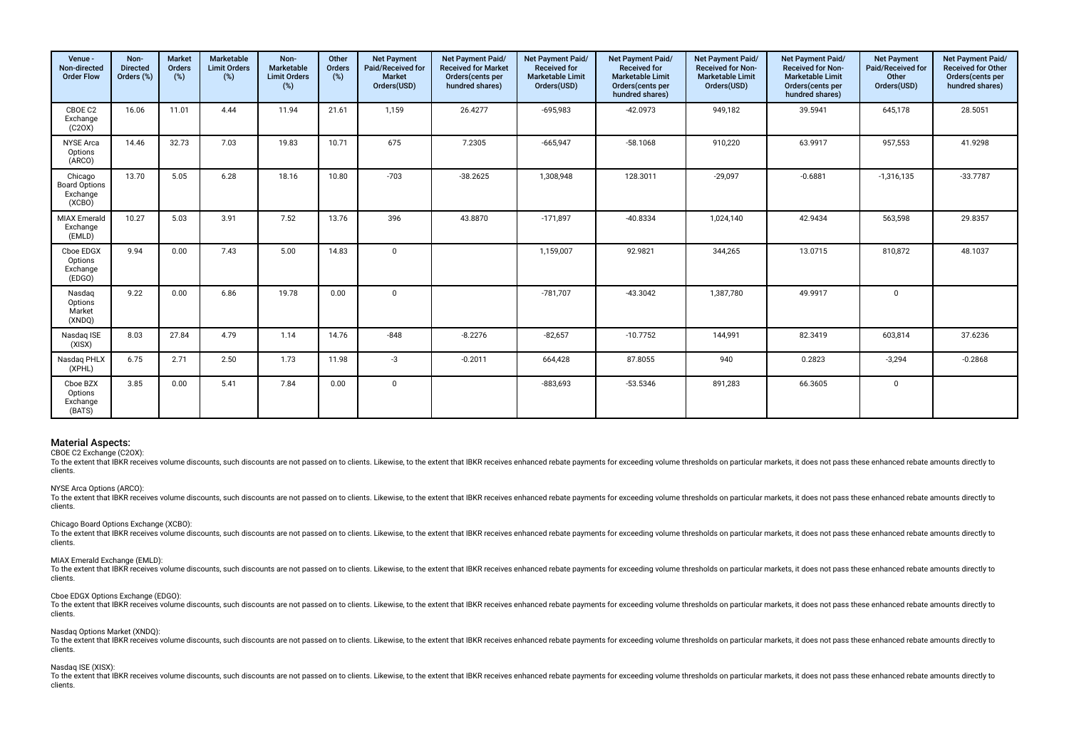| Venue - Non-directed Order Flow | Non-Directed Orders (%) | Market Orders (%) | Marketable Limit Orders (%) | Non-Marketable Limit Orders (%) | Other Orders (%) | Net Payment Paid/Received for Market Orders(USD) | Net Payment Paid/ Received for Market Orders(cents per hundred shares) | Net Payment Paid/ Received for Marketable Limit Orders(USD) | Net Payment Paid/ Received for Marketable Limit Orders(cents per hundred shares) | Net Payment Paid/ Received for Non-Marketable Limit Orders(USD) | Net Payment Paid/ Received for Non-Marketable Limit Orders(cents per hundred shares) | Net Payment Paid/Received for Other Orders(USD) | Net Payment Paid/ Received for Other Orders(cents per hundred shares) |
|---|---|---|---|---|---|---|---|---|---|---|---|---|---|
| CBOE C2 Exchange (C2OX) | 16.06 | 11.01 | 4.44 | 11.94 | 21.61 | 1,159 | 26.4277 | -695,983 | -42.0973 | 949,182 | 39.5941 | 645,178 | 28.5051 |
| NYSE Arca Options (ARCO) | 14.46 | 32.73 | 7.03 | 19.83 | 10.71 | 675 | 7.2305 | -665,947 | -58.1068 | 910,220 | 63.9917 | 957,553 | 41.9298 |
| Chicago Board Options Exchange (XCBO) | 13.70 | 5.05 | 6.28 | 18.16 | 10.80 | -703 | -38.2625 | 1,308,948 | 128.3011 | -29,097 | -0.6881 | -1,316,135 | -33.7787 |
| MIAX Emerald Exchange (EMLD) | 10.27 | 5.03 | 3.91 | 7.52 | 13.76 | 396 | 43.8870 | -171,897 | -40.8334 | 1,024,140 | 42.9434 | 563,598 | 29.8357 |
| Cboe EDGX Options Exchange (EDGO) | 9.94 | 0.00 | 7.43 | 5.00 | 14.83 | 0 | | 1,159,007 | 92.9821 | 344,265 | 13.0715 | 810,872 | 48.1037 |
| Nasdaq Options Market (XNDQ) | 9.22 | 0.00 | 6.86 | 19.78 | 0.00 | 0 | | -781,707 | -43.3042 | 1,387,780 | 49.9917 | 0 | |
| Nasdaq ISE (XISX) | 8.03 | 27.84 | 4.79 | 1.14 | 14.76 | -848 | -8.2276 | -82,657 | -10.7752 | 144,991 | 82.3419 | 603,814 | 37.6236 |
| Nasdaq PHLX (XPHL) | 6.75 | 2.71 | 2.50 | 1.73 | 11.98 | -3 | -0.2011 | 664,428 | 87.8055 | 940 | 0.2823 | -3,294 | -0.2868 |
| Cboe BZX Options Exchange (BATS) | 3.85 | 0.00 | 5.41 | 7.84 | 0.00 | 0 | | -883,693 | -53.5346 | 891,283 | 66.3605 | 0 | |

## Material Aspects:

CBOE C2 Exchange (C2OX):
To the extent that IBKR receives volume discounts, such discounts are not passed on to clients. Likewise, to the extent that IBKR receives enhanced rebate payments for exceeding volume thresholds on particular markets, it does not pass these enhanced rebate amounts directly to clients.

NYSE Arca Options (ARCO):
To the extent that IBKR receives volume discounts, such discounts are not passed on to clients. Likewise, to the extent that IBKR receives enhanced rebate payments for exceeding volume thresholds on particular markets, it does not pass these enhanced rebate amounts directly to clients.

Chicago Board Options Exchange (XCBO):
To the extent that IBKR receives volume discounts, such discounts are not passed on to clients. Likewise, to the extent that IBKR receives enhanced rebate payments for exceeding volume thresholds on particular markets, it does not pass these enhanced rebate amounts directly to clients.

MIAX Emerald Exchange (EMLD):
To the extent that IBKR receives volume discounts, such discounts are not passed on to clients. Likewise, to the extent that IBKR receives enhanced rebate payments for exceeding volume thresholds on particular markets, it does not pass these enhanced rebate amounts directly to clients.

Cboe EDGX Options Exchange (EDGO):
To the extent that IBKR receives volume discounts, such discounts are not passed on to clients. Likewise, to the extent that IBKR receives enhanced rebate payments for exceeding volume thresholds on particular markets, it does not pass these enhanced rebate amounts directly to clients.

Nasdaq Options Market (XNDQ):
To the extent that IBKR receives volume discounts, such discounts are not passed on to clients. Likewise, to the extent that IBKR receives enhanced rebate payments for exceeding volume thresholds on particular markets, it does not pass these enhanced rebate amounts directly to clients.

Nasdaq ISE (XISX):
To the extent that IBKR receives volume discounts, such discounts are not passed on to clients. Likewise, to the extent that IBKR receives enhanced rebate payments for exceeding volume thresholds on particular markets, it does not pass these enhanced rebate amounts directly to clients.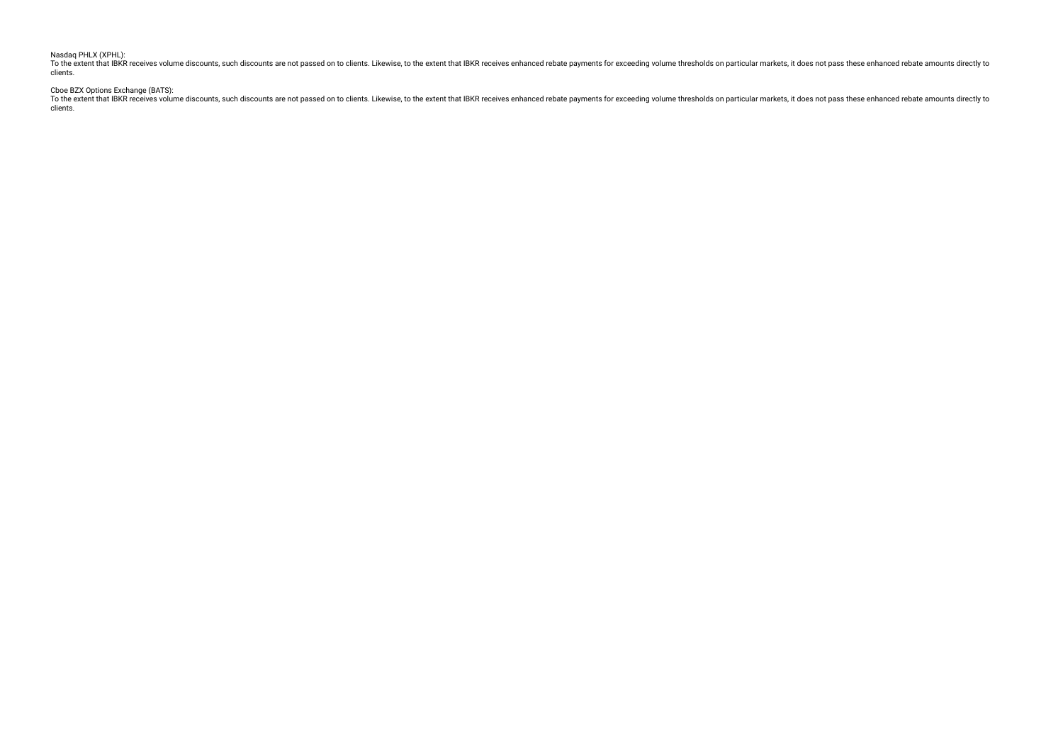Nasdaq PHLX (XPHL):
To the extent that IBKR receives volume discounts, such discounts are not passed on to clients. Likewise, to the extent that IBKR receives enhanced rebate payments for exceeding volume thresholds on particular markets, it does not pass these enhanced rebate amounts directly to clients.

Cboe BZX Options Exchange (BATS):
To the extent that IBKR receives volume discounts, such discounts are not passed on to clients. Likewise, to the extent that IBKR receives enhanced rebate payments for exceeding volume thresholds on particular markets, it does not pass these enhanced rebate amounts directly to clients.